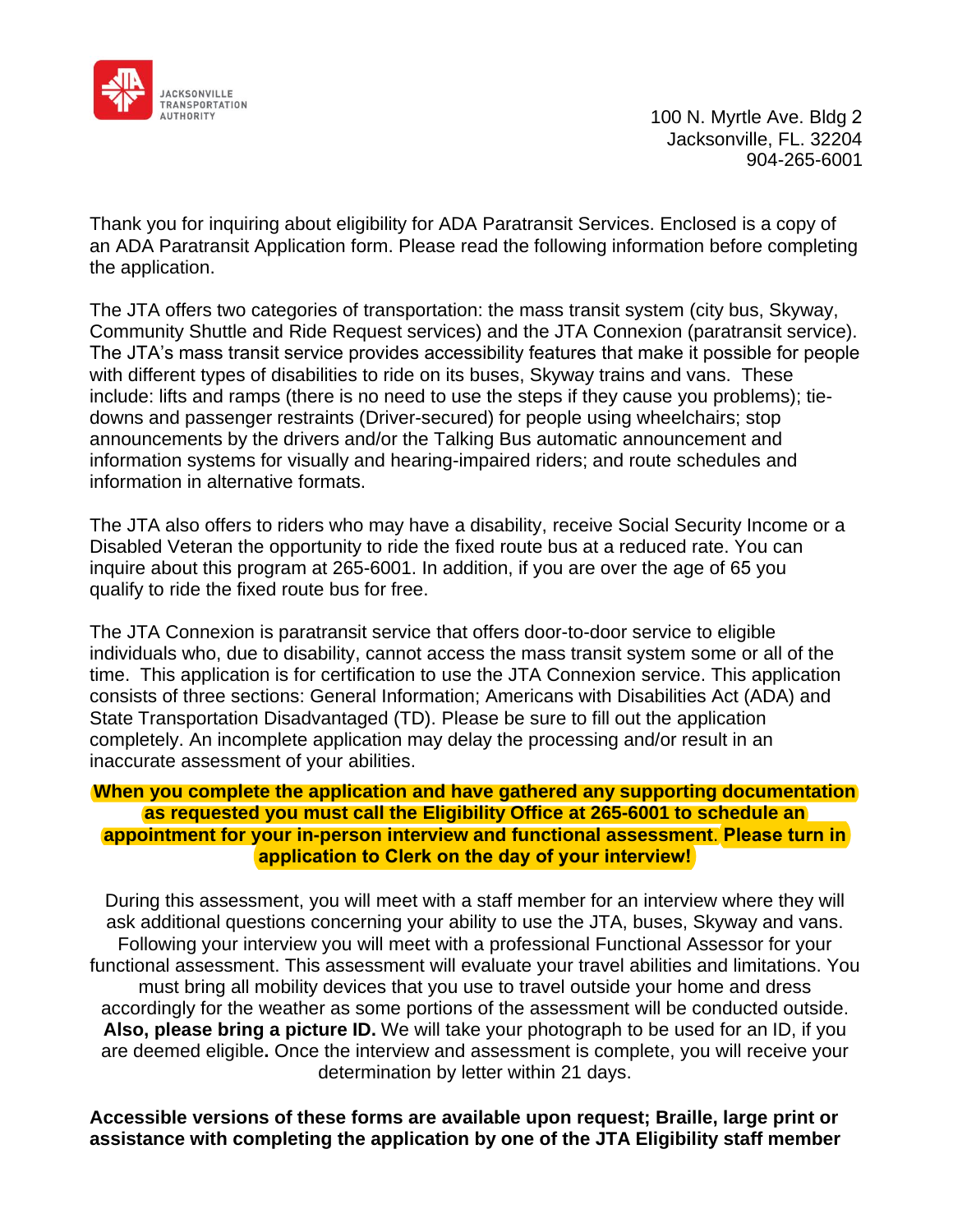JACKSONVILLE TRANSPORTATION AUTHORITY

100 N. Myrtle Ave. Bldg 2
Jacksonville, FL. 32204
904-265-6001

Thank you for inquiring about eligibility for ADA Paratransit Services. Enclosed is a copy of an ADA Paratransit Application form. Please read the following information before completing the application.

The JTA offers two categories of transportation: the mass transit system (city bus, Skyway, Community Shuttle and Ride Request services) and the JTA Connexion (paratransit service). The JTA's mass transit service provides accessibility features that make it possible for people with different types of disabilities to ride on its buses, Skyway trains and vans. These include: lifts and ramps (there is no need to use the steps if they cause you problems); tie-downs and passenger restraints (Driver-secured) for people using wheelchairs; stop announcements by the drivers and/or the Talking Bus automatic announcement and information systems for visually and hearing-impaired riders; and route schedules and information in alternative formats.

The JTA also offers to riders who may have a disability, receive Social Security Income or a Disabled Veteran the opportunity to ride the fixed route bus at a reduced rate. You can inquire about this program at 265-6001. In addition, if you are over the age of 65 you qualify to ride the fixed route bus for free.

The JTA Connexion is paratransit service that offers door-to-door service to eligible individuals who, due to disability, cannot access the mass transit system some or all of the time. This application is for certification to use the JTA Connexion service. This application consists of three sections: General Information; Americans with Disabilities Act (ADA) and State Transportation Disadvantaged (TD). Please be sure to fill out the application completely. An incomplete application may delay the processing and/or result in an inaccurate assessment of your abilities.

**When you complete the application and have gathered any supporting documentation as requested you must call the Eligibility Office at 265-6001 to schedule an appointment for your in-person interview and functional assessment**. **Please turn in application to Clerk on the day of your interview!**

During this assessment, you will meet with a staff member for an interview where they will ask additional questions concerning your ability to use the JTA, buses, Skyway and vans. Following your interview you will meet with a professional Functional Assessor for your functional assessment. This assessment will evaluate your travel abilities and limitations. You must bring all mobility devices that you use to travel outside your home and dress accordingly for the weather as some portions of the assessment will be conducted outside. **Also, please bring a picture ID.** We will take your photograph to be used for an ID, if you are deemed eligible**.** Once the interview and assessment is complete, you will receive your determination by letter within 21 days.

**Accessible versions of these forms are available upon request; Braille, large print or assistance with completing the application by one of the JTA Eligibility staff member**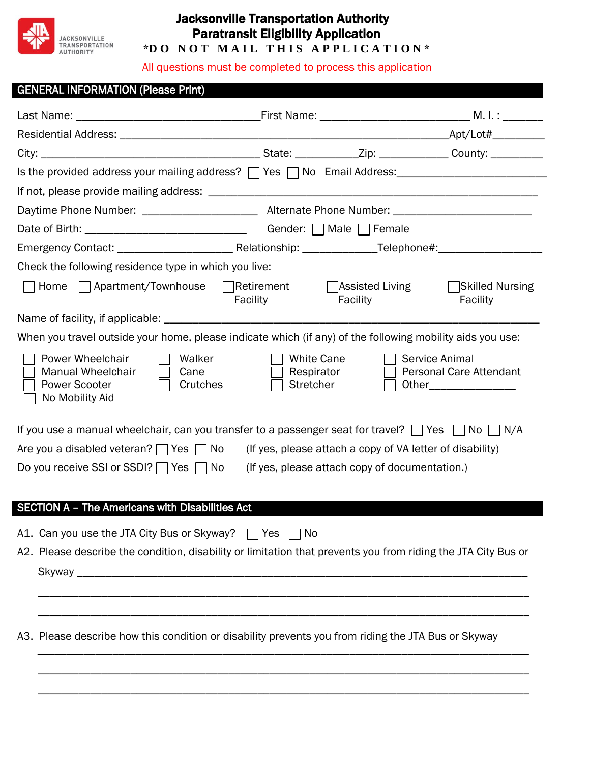# Jacksonville Transportation Authority
## Paratransit Eligibility Application

**\*D O N O T M A I L T H I S A P P L I C A T I O N\***

All questions must be completed to process this application

## GENERAL INFORMATION (Please Print)

Last Name: ______________________________ First Name: ________________________ M. I. : _______

Residential Address: _____________________________________________________ Apt/Lot# _________

City: ____________________________________ State: __________ Zip: ___________ County: _________

Is the provided address your mailing address? ☐ Yes ☐ No Email Address: ________________________

If not, please provide mailing address: ____________________________________________________

Daytime Phone Number: ___________________ Alternate Phone Number: ______________________

Date of Birth: __________________________ Gender: ☐ Male ☐ Female

Emergency Contact: ___________________ Relationship: ____________ Telephone#: _________________

Check the following residence type in which you live:

☐ Home ☐ Apartment/Townhouse ☐ Retirement Facility ☐ Assisted Living Facility ☐ Skilled Nursing Facility

Name of facility, if applicable: _______________________________________________________________

When you travel outside your home, please indicate which (if any) of the following mobility aids you use:

- ☐ Power Wheelchair
- ☐ Manual Wheelchair
- ☐ Power Scooter
- ☐ No Mobility Aid
- ☐ Walker
- ☐ Cane
- ☐ Crutches
- ☐ White Cane
- ☐ Respirator
- ☐ Stretcher
- ☐ Service Animal
- ☐ Personal Care Attendant
- ☐ Other______________

If you use a manual wheelchair, can you transfer to a passenger seat for travel? ☐ Yes ☐ No ☐ N/A

Are you a disabled veteran? ☐ Yes ☐ No (If yes, please attach a copy of VA letter of disability)

Do you receive SSI or SSDI? ☐ Yes ☐ No (If yes, please attach copy of documentation.)

## SECTION A – The Americans with Disabilities Act

A1. Can you use the JTA City Bus or Skyway? ☐ Yes ☐ No

A2. Please describe the condition, disability or limitation that prevents you from riding the JTA City Bus or Skyway _______________________________________________________________________

_______________________________________________________________________________

_______________________________________________________________________________

A3. Please describe how this condition or disability prevents you from riding the JTA Bus or Skyway

_______________________________________________________________________________

_______________________________________________________________________________

_______________________________________________________________________________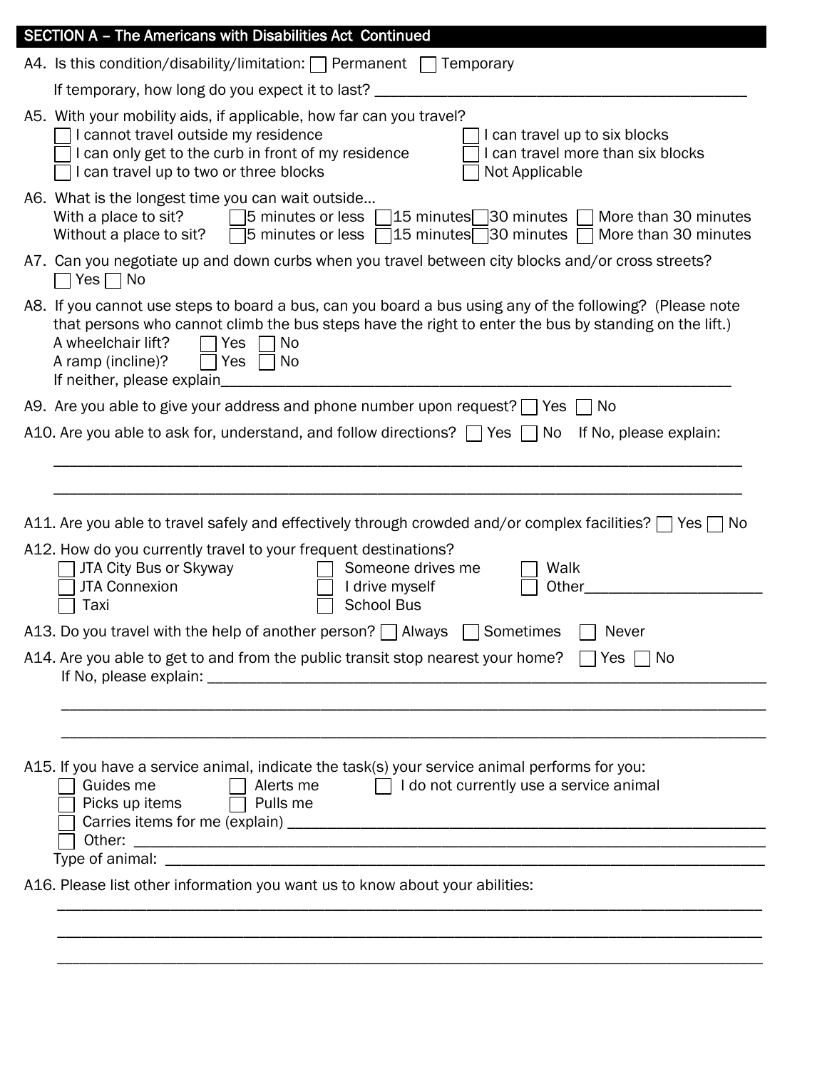## SECTION A – The Americans with Disabilities Act Continued

A4. Is this condition/disability/limitation: ☐ Permanent ☐ Temporary

If temporary, how long do you expect it to last? ______________________________________________

A5. With your mobility aids, if applicable, how far can you travel?

- ☐ I cannot travel outside my residence
- ☐ I can only get to the curb in front of my residence
- ☐ I can travel up to two or three blocks
- ☐ I can travel up to six blocks
- ☐ I can travel more than six blocks
- ☐ Not Applicable

A6. What is the longest time you can wait outside…

With a place to sit? ☐ 5 minutes or less ☐ 15 minutes ☐ 30 minutes ☐ More than 30 minutes

Without a place to sit? ☐ 5 minutes or less ☐ 15 minutes ☐ 30 minutes ☐ More than 30 minutes

A7. Can you negotiate up and down curbs when you travel between city blocks and/or cross streets?

☐ Yes ☐ No

A8. If you cannot use steps to board a bus, can you board a bus using any of the following? (Please note that persons who cannot climb the bus steps have the right to enter the bus by standing on the lift.)

A wheelchair lift? ☐ Yes ☐ No

A ramp (incline)? ☐ Yes ☐ No

If neither, please explain______________________________________________________________

A9. Are you able to give your address and phone number upon request? ☐ Yes ☐ No

A10. Are you able to ask for, understand, and follow directions? ☐ Yes ☐ No If No, please explain:

_____________________________________________________________________________________

_____________________________________________________________________________________

A11. Are you able to travel safely and effectively through crowded and/or complex facilities? ☐ Yes ☐ No

A12. How do you currently travel to your frequent destinations?

- ☐ JTA City Bus or Skyway
- ☐ JTA Connexion
- ☐ Taxi
- ☐ Someone drives me
- ☐ I drive myself
- ☐ School Bus
- ☐ Walk
- ☐ Other_____________________

A13. Do you travel with the help of another person? ☐ Always ☐ Sometimes ☐ Never

A14. Are you able to get to and from the public transit stop nearest your home? ☐ Yes ☐ No

If No, please explain: ___________________________________________________________________

_____________________________________________________________________________________

_____________________________________________________________________________________

A15. If you have a service animal, indicate the task(s) your service animal performs for you:

- ☐ Guides me
- ☐ Picks up items
- ☐ Alerts me
- ☐ Pulls me
- ☐ I do not currently use a service animal
- ☐ Carries items for me (explain) ___________________________________________________________
- ☐ Other: _____________________________________________________________________________

Type of animal: _________________________________________________________________________

A16. Please list other information you want us to know about your abilities:

_____________________________________________________________________________________

_____________________________________________________________________________________

_____________________________________________________________________________________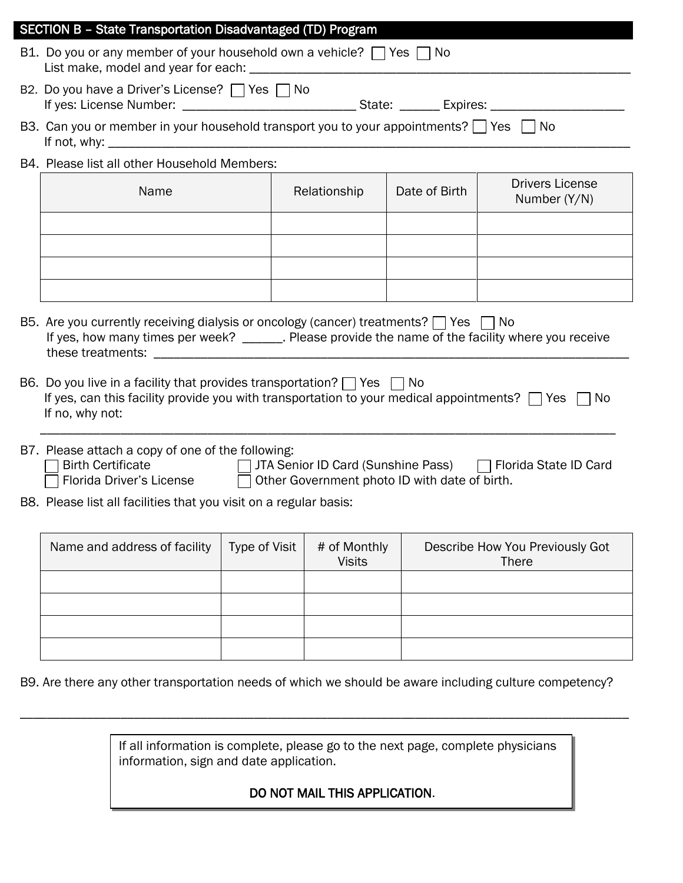## SECTION B – State Transportation Disadvantaged (TD) Program

B1. Do you or any member of your household own a vehicle? ☐ Yes ☐ No
List make, model and year for each: ___________________________________________________________

B2. Do you have a Driver's License? ☐ Yes ☐ No
If yes: License Number: ___________________________ State: ______ Expires: ____________________

B3. Can you or member in your household transport you to your appointments? ☐ Yes ☐ No
If not, why: ________________________________________________________________________________

B4. Please list all other Household Members:

| Name | Relationship | Date of Birth | Drivers License Number (Y/N) |
| --- | --- | --- | --- |
| | | | |
| | | | |
| | | | |
| | | | |

B5. Are you currently receiving dialysis or oncology (cancer) treatments? ☐ Yes ☐ No
If yes, how many times per week? ______. Please provide the name of the facility where you receive these treatments: ___________________________________________________________________________

B6. Do you live in a facility that provides transportation? ☐ Yes ☐ No
If yes, can this facility provide you with transportation to your medical appointments? ☐ Yes ☐ No
If no, why not:
_____________________________________________________________________________________________

B7. Please attach a copy of one of the following:
☐ Birth Certificate ☐ JTA Senior ID Card (Sunshine Pass) ☐ Florida State ID Card
☐ Florida Driver's License ☐ Other Government photo ID with date of birth.

B8. Please list all facilities that you visit on a regular basis:

| Name and address of facility | Type of Visit | # of Monthly Visits | Describe How You Previously Got There |
| --- | --- | --- | --- |
| | | | |
| | | | |
| | | | |
| | | | |

B9. Are there any other transportation needs of which we should be aware including culture competency?

_____________________________________________________________________________________________

If all information is complete, please go to the next page, complete physicians information, sign and date application.

DO NOT MAIL THIS APPLICATION.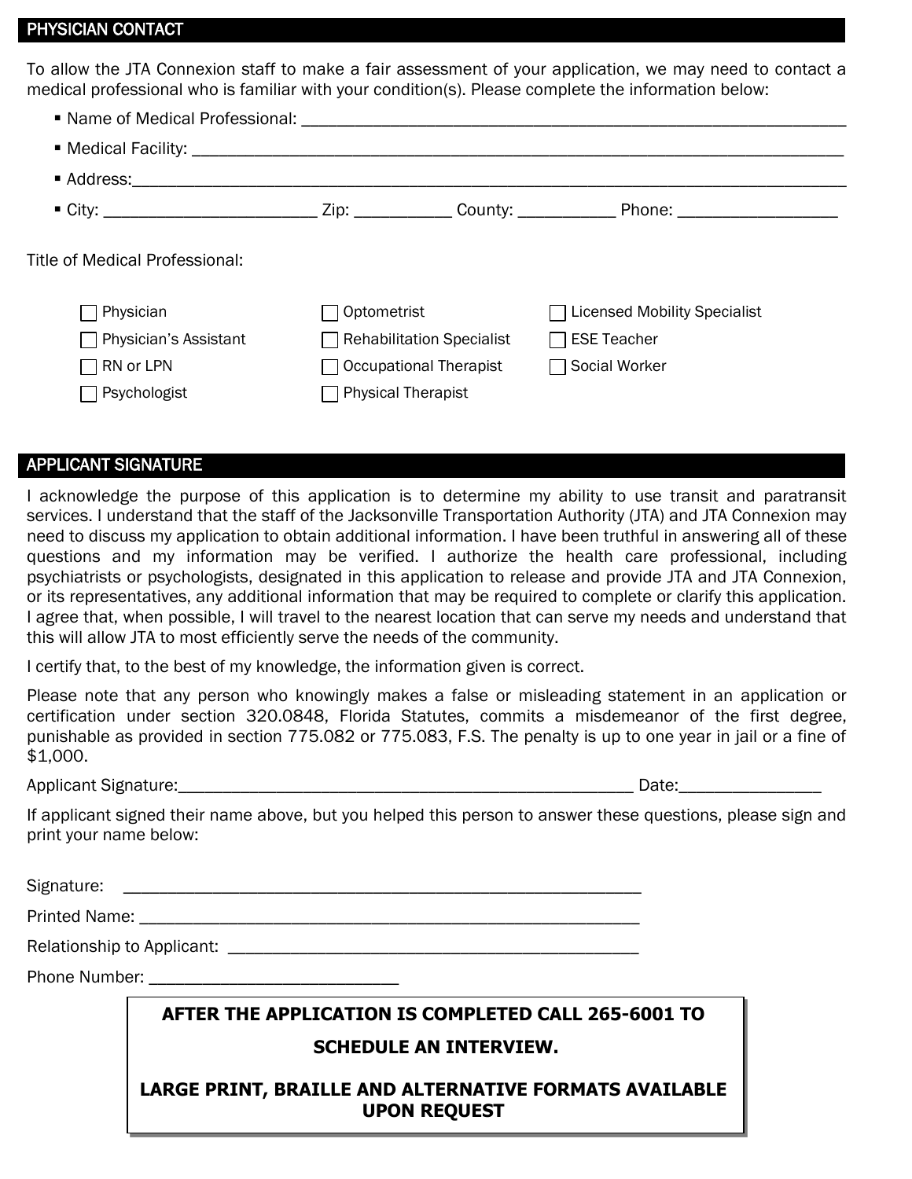## PHYSICIAN CONTACT

To allow the JTA Connexion staff to make a fair assessment of your application, we may need to contact a medical professional who is familiar with your condition(s). Please complete the information below:

- Name of Medical Professional: ______________________________________________
- Medical Facility: ______________________________________________
- Address: ______________________________________________
- City: ____________________ Zip: __________ County: __________ Phone: ________________

Title of Medical Professional:

| | | |
|---|---|---|
| ☐ Physician | ☐ Optometrist | ☐ Licensed Mobility Specialist |
| ☐ Physician's Assistant | ☐ Rehabilitation Specialist | ☐ ESE Teacher |
| ☐ RN or LPN | ☐ Occupational Therapist | ☐ Social Worker |
| ☐ Psychologist | ☐ Physical Therapist | |

## APPLICANT SIGNATURE

I acknowledge the purpose of this application is to determine my ability to use transit and paratransit services. I understand that the staff of the Jacksonville Transportation Authority (JTA) and JTA Connexion may need to discuss my application to obtain additional information. I have been truthful in answering all of these questions and my information may be verified. I authorize the health care professional, including psychiatrists or psychologists, designated in this application to release and provide JTA and JTA Connexion, or its representatives, any additional information that may be required to complete or clarify this application. I agree that, when possible, I will travel to the nearest location that can serve my needs and understand that this will allow JTA to most efficiently serve the needs of the community.

I certify that, to the best of my knowledge, the information given is correct.

Please note that any person who knowingly makes a false or misleading statement in an application or certification under section 320.0848, Florida Statutes, commits a misdemeanor of the first degree, punishable as provided in section 775.082 or 775.083, F.S. The penalty is up to one year in jail or a fine of $1,000.

Applicant Signature: ______________________________________________ Date: ______________

If applicant signed their name above, but you helped this person to answer these questions, please sign and print your name below:

Signature: ______________________________________________

Printed Name: ______________________________________________

Relationship to Applicant: ______________________________________________

Phone Number: ________________________

**AFTER THE APPLICATION IS COMPLETED CALL 265-6001 TO SCHEDULE AN INTERVIEW.**

**LARGE PRINT, BRAILLE AND ALTERNATIVE FORMATS AVAILABLE UPON REQUEST**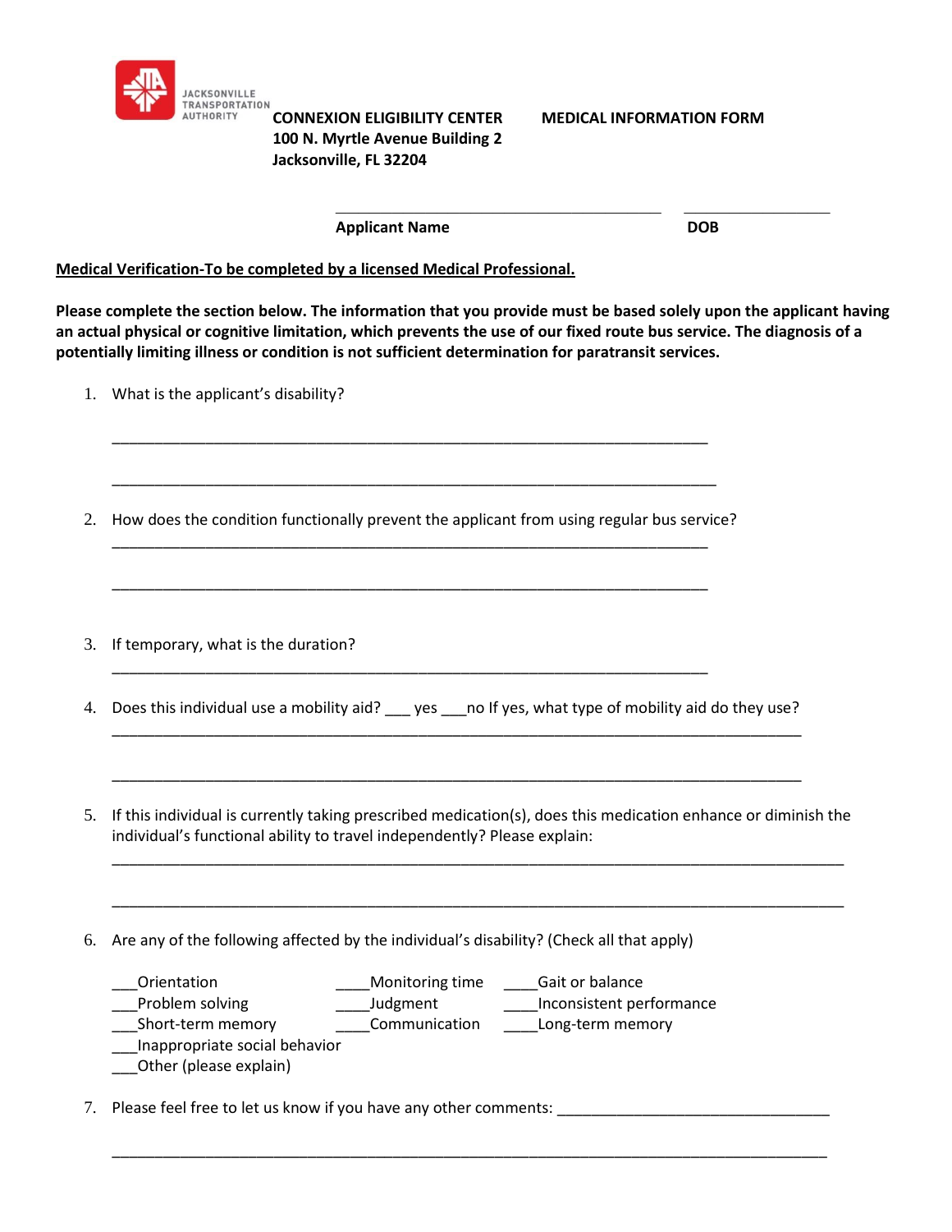JACKSONVILLE TRANSPORTATION AUTHORITY

**CONNEXION ELIGIBILITY CENTER**
**100 N. Myrtle Avenue Building 2**
**Jacksonville, FL 32204**

**MEDICAL INFORMATION FORM**

______________________________________ ________________

**Applicant Name** **DOB**

**Medical Verification-To be completed by a licensed Medical Professional.**

**Please complete the section below. The information that you provide must be based solely upon the applicant having an actual physical or cognitive limitation, which prevents the use of our fixed route bus service. The diagnosis of a potentially limiting illness or condition is not sufficient determination for paratransit services.**

1. What is the applicant's disability?

   ______________________________________________________________________

   ______________________________________________________________________

2. How does the condition functionally prevent the applicant from using regular bus service?

   ______________________________________________________________________

   ______________________________________________________________________

3. If temporary, what is the duration?

   ______________________________________________________________________

4. Does this individual use a mobility aid? ___ yes ___no If yes, what type of mobility aid do they use?

   ______________________________________________________________________

   ______________________________________________________________________

5. If this individual is currently taking prescribed medication(s), does this medication enhance or diminish the individual's functional ability to travel independently? Please explain:

   ______________________________________________________________________

   ______________________________________________________________________

6. Are any of the following affected by the individual's disability? (Check all that apply)

   ___Orientation ____Monitoring time ____Gait or balance
   ___Problem solving ____Judgment ____Inconsistent performance
   ___Short-term memory ____Communication ____Long-term memory
   ___Inappropriate social behavior
   ___Other (please explain)

7. Please feel free to let us know if you have any other comments: ______________________________

   ______________________________________________________________________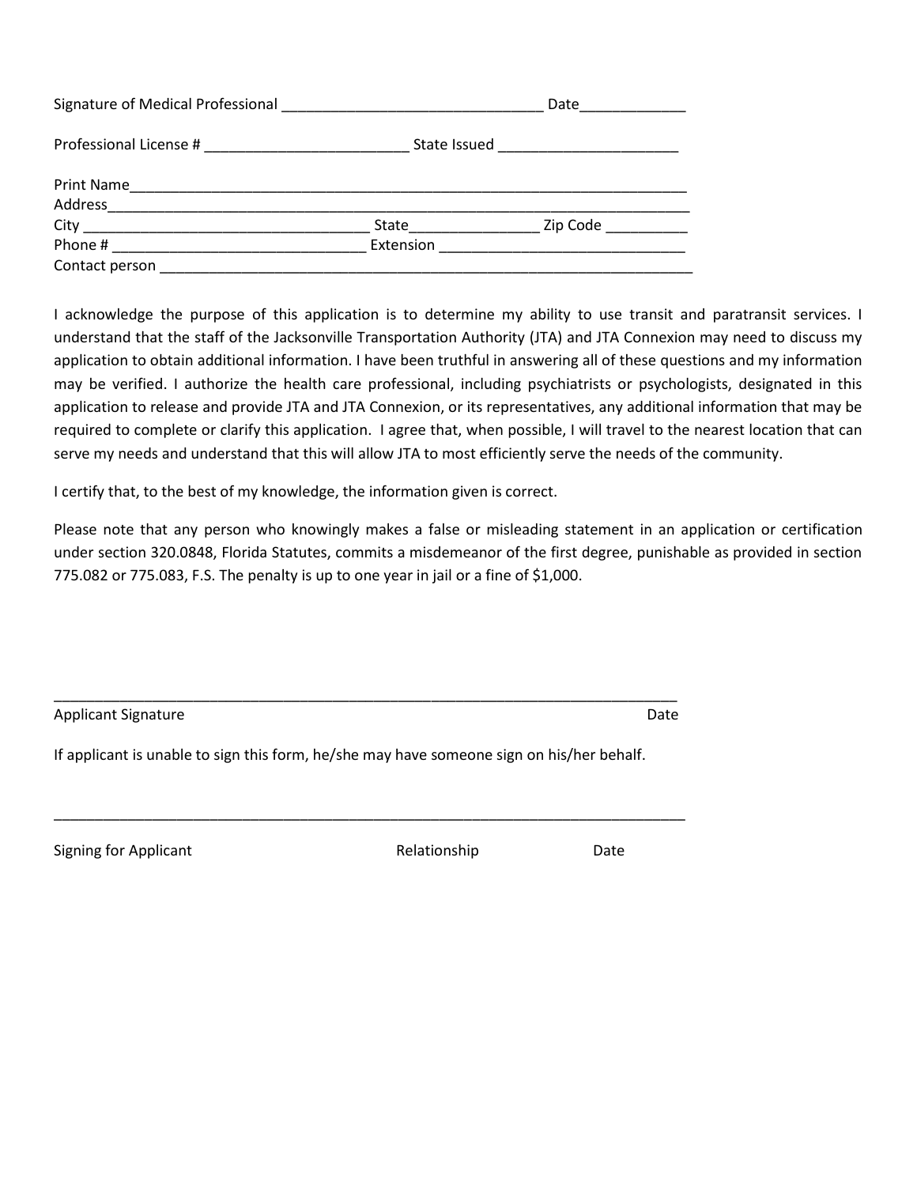Signature of Medical Professional ________________________________ Date_____________

Professional License # _________________________ State Issued ______________________

Print Name______________________________________________________________________
Address_________________________________________________________________________
City ___________________________________ State________________ Zip Code __________
Phone # ______________________________ Extension _____________________________
Contact person __________________________________________________________________

I acknowledge the purpose of this application is to determine my ability to use transit and paratransit services. I understand that the staff of the Jacksonville Transportation Authority (JTA) and JTA Connexion may need to discuss my application to obtain additional information. I have been truthful in answering all of these questions and my information may be verified. I authorize the health care professional, including psychiatrists or psychologists, designated in this application to release and provide JTA and JTA Connexion, or its representatives, any additional information that may be required to complete or clarify this application. I agree that, when possible, I will travel to the nearest location that can serve my needs and understand that this will allow JTA to most efficiently serve the needs of the community.

I certify that, to the best of my knowledge, the information given is correct.

Please note that any person who knowingly makes a false or misleading statement in an application or certification under section 320.0848, Florida Statutes, commits a misdemeanor of the first degree, punishable as provided in section 775.082 or 775.083, F.S. The penalty is up to one year in jail or a fine of $1,000.

_____________________________________________________________________________

Applicant Signature Date

If applicant is unable to sign this form, he/she may have someone sign on his/her behalf.

_____________________________________________________________________________

Signing for Applicant Relationship Date